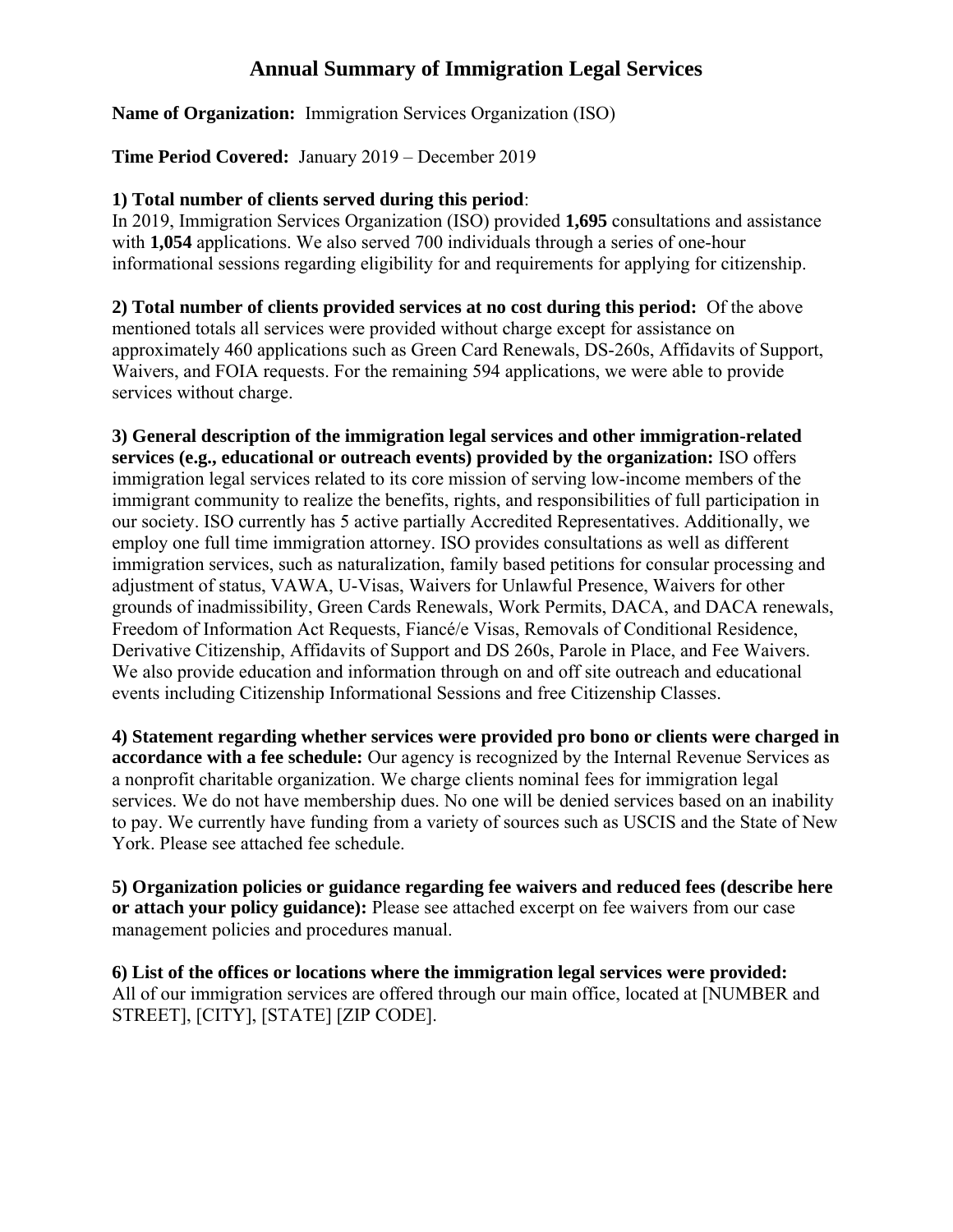# Annual Summary of Immigration Legal Services

**Name of Organization:** Immigration Services Organization (ISO)

**Time Period Covered:** January 2019 – December 2019

**1) Total number of clients served during this period**:
In 2019, Immigration Services Organization (ISO) provided **1,695** consultations and assistance with **1,054** applications. We also served 700 individuals through a series of one-hour informational sessions regarding eligibility for and requirements for applying for citizenship.

**2) Total number of clients provided services at no cost during this period:** Of the above mentioned totals all services were provided without charge except for assistance on approximately 460 applications such as Green Card Renewals, DS-260s, Affidavits of Support, Waivers, and FOIA requests. For the remaining 594 applications, we were able to provide services without charge.

**3) General description of the immigration legal services and other immigration-related services (e.g., educational or outreach events) provided by the organization:** ISO offers immigration legal services related to its core mission of serving low-income members of the immigrant community to realize the benefits, rights, and responsibilities of full participation in our society. ISO currently has 5 active partially Accredited Representatives. Additionally, we employ one full time immigration attorney. ISO provides consultations as well as different immigration services, such as naturalization, family based petitions for consular processing and adjustment of status, VAWA, U-Visas, Waivers for Unlawful Presence, Waivers for other grounds of inadmissibility, Green Cards Renewals, Work Permits, DACA, and DACA renewals, Freedom of Information Act Requests, Fiancé/e Visas, Removals of Conditional Residence, Derivative Citizenship, Affidavits of Support and DS 260s, Parole in Place, and Fee Waivers. We also provide education and information through on and off site outreach and educational events including Citizenship Informational Sessions and free Citizenship Classes.

**4) Statement regarding whether services were provided pro bono or clients were charged in accordance with a fee schedule:** Our agency is recognized by the Internal Revenue Services as a nonprofit charitable organization. We charge clients nominal fees for immigration legal services. We do not have membership dues. No one will be denied services based on an inability to pay. We currently have funding from a variety of sources such as USCIS and the State of New York. Please see attached fee schedule.

**5) Organization policies or guidance regarding fee waivers and reduced fees (describe here or attach your policy guidance):** Please see attached excerpt on fee waivers from our case management policies and procedures manual.

**6) List of the offices or locations where the immigration legal services were provided:**
All of our immigration services are offered through our main office, located at [NUMBER and STREET], [CITY], [STATE] [ZIP CODE].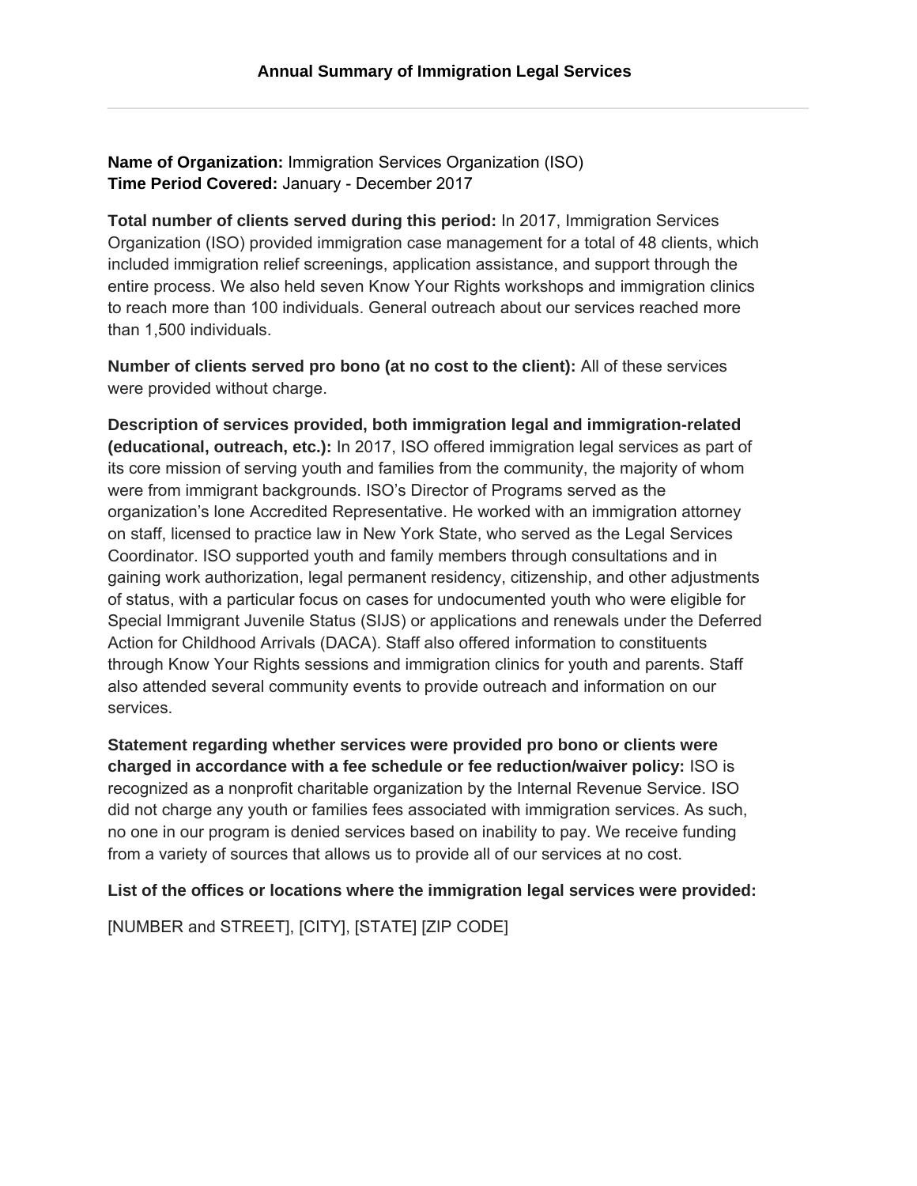# Annual Summary of Immigration Legal Services

---

**Name of Organization:** Immigration Services Organization (ISO)
**Time Period Covered:** January - December 2017

**Total number of clients served during this period:** In 2017, Immigration Services Organization (ISO) provided immigration case management for a total of 48 clients, which included immigration relief screenings, application assistance, and support through the entire process. We also held seven Know Your Rights workshops and immigration clinics to reach more than 100 individuals. General outreach about our services reached more than 1,500 individuals.

**Number of clients served pro bono (at no cost to the client):** All of these services were provided without charge.

**Description of services provided, both immigration legal and immigration-related (educational, outreach, etc.):** In 2017, ISO offered immigration legal services as part of its core mission of serving youth and families from the community, the majority of whom were from immigrant backgrounds. ISO's Director of Programs served as the organization's lone Accredited Representative. He worked with an immigration attorney on staff, licensed to practice law in New York State, who served as the Legal Services Coordinator. ISO supported youth and family members through consultations and in gaining work authorization, legal permanent residency, citizenship, and other adjustments of status, with a particular focus on cases for undocumented youth who were eligible for Special Immigrant Juvenile Status (SIJS) or applications and renewals under the Deferred Action for Childhood Arrivals (DACA). Staff also offered information to constituents through Know Your Rights sessions and immigration clinics for youth and parents. Staff also attended several community events to provide outreach and information on our services.

**Statement regarding whether services were provided pro bono or clients were charged in accordance with a fee schedule or fee reduction/waiver policy:** ISO is recognized as a nonprofit charitable organization by the Internal Revenue Service. ISO did not charge any youth or families fees associated with immigration services. As such, no one in our program is denied services based on inability to pay. We receive funding from a variety of sources that allows us to provide all of our services at no cost.

**List of the offices or locations where the immigration legal services were provided:**

[NUMBER and STREET], [CITY], [STATE] [ZIP CODE]